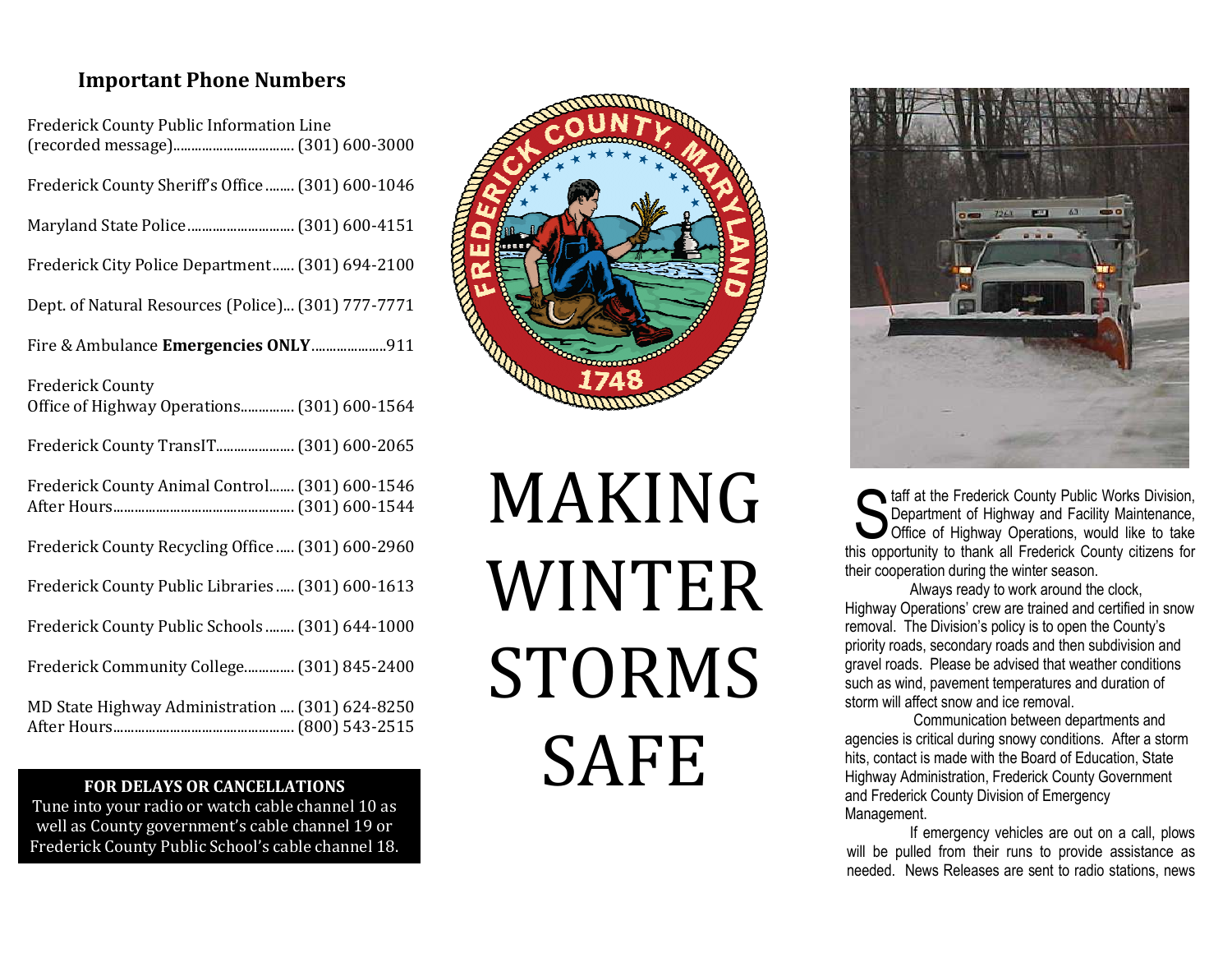## Important Phone Numbers

| | |
|---|---|
| Frederick County Public Information Line (recorded message) | (301) 600-3000 |
| Frederick County Sheriff's Office | (301) 600-1046 |
| Maryland State Police | (301) 600-4151 |
| Frederick City Police Department | (301) 694-2100 |
| Dept. of Natural Resources (Police) | (301) 777-7771 |
| Fire & Ambulance **Emergencies ONLY** | 911 |
| Frederick County Office of Highway Operations | (301) 600-1564 |
| Frederick County TransIT | (301) 600-2065 |
| Frederick County Animal Control | (301) 600-1546 |
| After Hours | (301) 600-1544 |
| Frederick County Recycling Office | (301) 600-2960 |
| Frederick County Public Libraries | (301) 600-1613 |
| Frederick County Public Schools | (301) 644-1000 |
| Frederick Community College | (301) 845-2400 |
| MD State Highway Administration | (301) 624-8250 |
| After Hours | (800) 543-2515 |

**FOR DELAYS OR CANCELLATIONS**

Tune into your radio or watch cable channel 10 as well as County government's cable channel 19 or Frederick County Public School's cable channel 18.

# MAKING WINTER STORMS SAFE

Staff at the Frederick County Public Works Division, Department of Highway and Facility Maintenance, Office of Highway Operations, would like to take this opportunity to thank all Frederick County citizens for their cooperation during the winter season.

Always ready to work around the clock, Highway Operations' crew are trained and certified in snow removal. The Division's policy is to open the County's priority roads, secondary roads and then subdivision and gravel roads. Please be advised that weather conditions such as wind, pavement temperatures and duration of storm will affect snow and ice removal.

Communication between departments and agencies is critical during snowy conditions. After a storm hits, contact is made with the Board of Education, State Highway Administration, Frederick County Government and Frederick County Division of Emergency Management.

If emergency vehicles are out on a call, plows will be pulled from their runs to provide assistance as needed. News Releases are sent to radio stations, news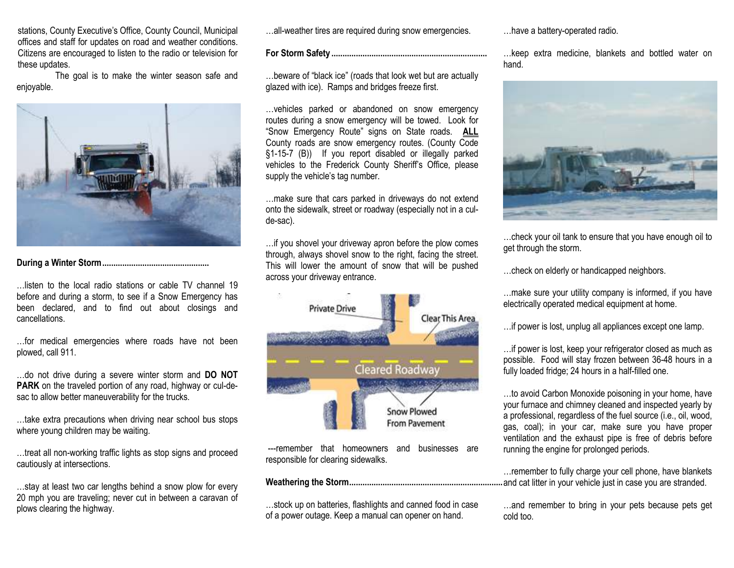stations, County Executive's Office, County Council, Municipal offices and staff for updates on road and weather conditions. Citizens are encouraged to listen to the radio or television for these updates.

The goal is to make the winter season safe and enjoyable.

**During a Winter Storm................................................**

…listen to the local radio stations or cable TV channel 19 before and during a storm, to see if a Snow Emergency has been declared, and to find out about closings and cancellations.

…for medical emergencies where roads have not been plowed, call 911.

…do not drive during a severe winter storm and **DO NOT PARK** on the traveled portion of any road, highway or cul-de-sac to allow better maneuverability for the trucks.

…take extra precautions when driving near school bus stops where young children may be waiting.

…treat all non-working traffic lights as stop signs and proceed cautiously at intersections.

…stay at least two car lengths behind a snow plow for every 20 mph you are traveling; never cut in between a caravan of plows clearing the highway.

…all-weather tires are required during snow emergencies.

**For Storm Safety....................................................................**

…beware of "black ice" (roads that look wet but are actually glazed with ice). Ramps and bridges freeze first.

…vehicles parked or abandoned on snow emergency routes during a snow emergency will be towed. Look for "Snow Emergency Route" signs on State roads. **ALL** County roads are snow emergency routes. (County Code §1-15-7 (B)) If you report disabled or illegally parked vehicles to the Frederick County Sheriff's Office, please supply the vehicle's tag number.

…make sure that cars parked in driveways do not extend onto the sidewalk, street or roadway (especially not in a cul-de-sac).

…if you shovel your driveway apron before the plow comes through, always shovel snow to the right, facing the street. This will lower the amount of snow that will be pushed across your driveway entrance.

Private Drive

Clear This Area

Cleared Roadway

Snow Plowed From Pavement

---remember that homeowners and businesses are responsible for clearing sidewalks.

**Weathering the Storm....................................................................**

…stock up on batteries, flashlights and canned food in case of a power outage. Keep a manual can opener on hand.

…have a battery-operated radio.

…keep extra medicine, blankets and bottled water on hand.

…check your oil tank to ensure that you have enough oil to get through the storm.

…check on elderly or handicapped neighbors.

…make sure your utility company is informed, if you have electrically operated medical equipment at home.

…if power is lost, unplug all appliances except one lamp.

…if power is lost, keep your refrigerator closed as much as possible. Food will stay frozen between 36-48 hours in a fully loaded fridge; 24 hours in a half-filled one.

…to avoid Carbon Monoxide poisoning in your home, have your furnace and chimney cleaned and inspected yearly by a professional, regardless of the fuel source (i.e., oil, wood, gas, coal); in your car, make sure you have proper ventilation and the exhaust pipe is free of debris before running the engine for prolonged periods.

…remember to fully charge your cell phone, have blankets and cat litter in your vehicle just in case you are stranded.

…and remember to bring in your pets because pets get cold too.